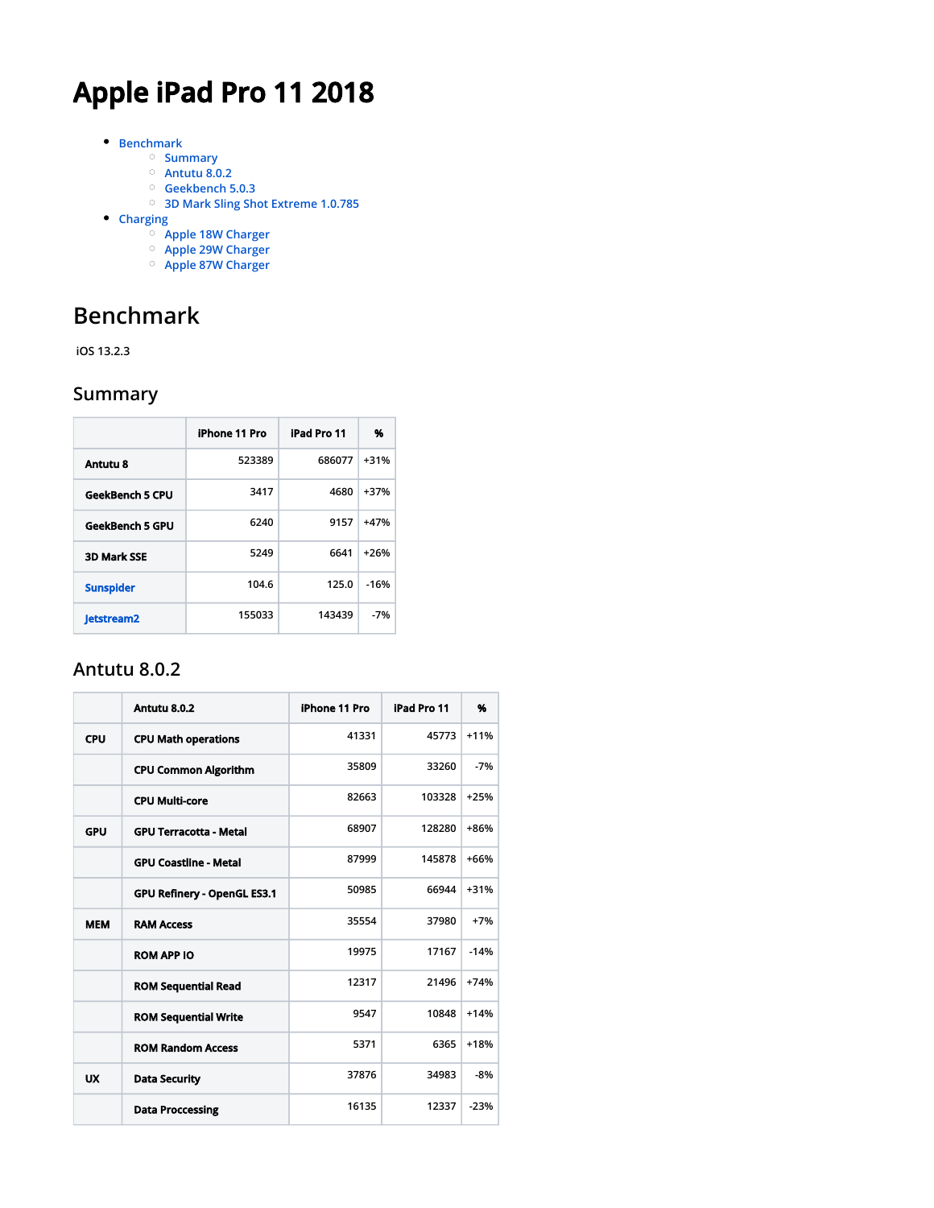# Apple iPad Pro 11 2018

- Benchmark
  - Summary
  - Antutu 8.0.2
  - Geekbench 5.0.3
  - 3D Mark Sling Shot Extreme 1.0.785
- Charging
  - Apple 18W Charger
  - Apple 29W Charger
  - Apple 87W Charger

## Benchmark

iOS 13.2.3

### Summary

| | iPhone 11 Pro | iPad Pro 11 | % |
|---|---|---|---|
| **Antutu 8** | 523389 | 686077 | +31% |
| **GeekBench 5 CPU** | 3417 | 4680 | +37% |
| **GeekBench 5 GPU** | 6240 | 9157 | +47% |
| **3D Mark SSE** | 5249 | 6641 | +26% |
| **Sunspider** | 104.6 | 125.0 | -16% |
| **Jetstream2** | 155033 | 143439 | -7% |

### Antutu 8.0.2

| | Antutu 8.0.2 | iPhone 11 Pro | iPad Pro 11 | % |
|---|---|---|---|---|
| **CPU** | **CPU Math operations** | 41331 | 45773 | +11% |
| | **CPU Common Algorithm** | 35809 | 33260 | -7% |
| | **CPU Multi-core** | 82663 | 103328 | +25% |
| **GPU** | **GPU Terracotta - Metal** | 68907 | 128280 | +86% |
| | **GPU Coastline - Metal** | 87999 | 145878 | +66% |
| | **GPU Refinery - OpenGL ES3.1** | 50985 | 66944 | +31% |
| **MEM** | **RAM Access** | 35554 | 37980 | +7% |
| | **ROM APP IO** | 19975 | 17167 | -14% |
| | **ROM Sequential Read** | 12317 | 21496 | +74% |
| | **ROM Sequential Write** | 9547 | 10848 | +14% |
| | **ROM Random Access** | 5371 | 6365 | +18% |
| **UX** | **Data Security** | 37876 | 34983 | -8% |
| | **Data Proccessing** | 16135 | 12337 | -23% |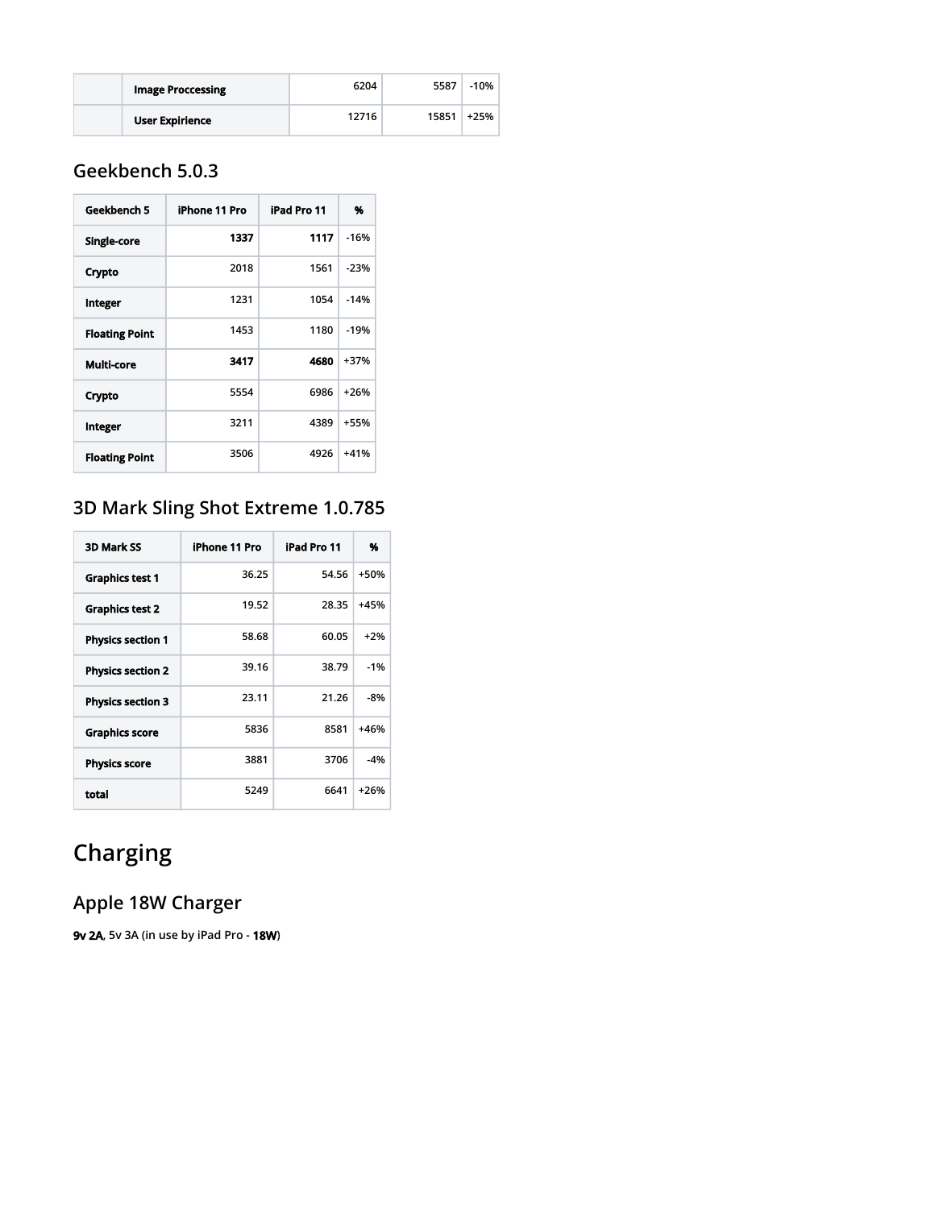| | Image Proccessing | 6204 | 5587 | -10% |
|---|---|---|---|---|
| | User Expirience | 12716 | 15851 | +25% |

## Geekbench 5.0.3

| Geekbench 5 | iPhone 11 Pro | iPad Pro 11 | % |
|---|---|---|---|
| Single-core | **1337** | **1117** | -16% |
| Crypto | 2018 | 1561 | -23% |
| Integer | 1231 | 1054 | -14% |
| Floating Point | 1453 | 1180 | -19% |
| Multi-core | **3417** | **4680** | +37% |
| Crypto | 5554 | 6986 | +26% |
| Integer | 3211 | 4389 | +55% |
| Floating Point | 3506 | 4926 | +41% |

## 3D Mark Sling Shot Extreme 1.0.785

| 3D Mark SS | iPhone 11 Pro | iPad Pro 11 | % |
|---|---|---|---|
| Graphics test 1 | 36.25 | 54.56 | +50% |
| Graphics test 2 | 19.52 | 28.35 | +45% |
| Physics section 1 | 58.68 | 60.05 | +2% |
| Physics section 2 | 39.16 | 38.79 | -1% |
| Physics section 3 | 23.11 | 21.26 | -8% |
| Graphics score | 5836 | 8581 | +46% |
| Physics score | 3881 | 3706 | -4% |
| total | 5249 | 6641 | +26% |

# Charging

## Apple 18W Charger

**9v 2A**, 5v 3A (in use by iPad Pro - **18W**)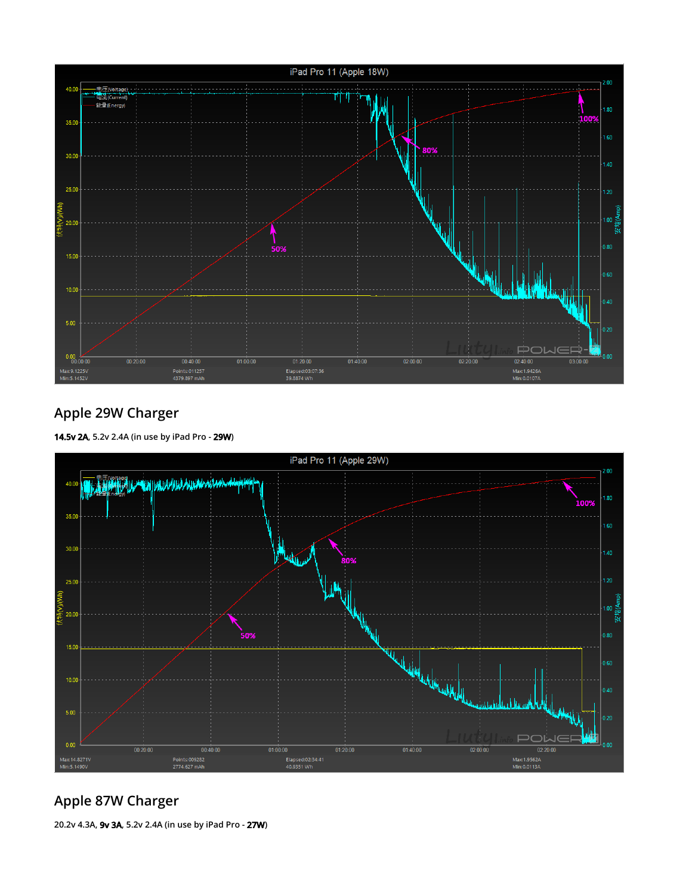## Apple 29W Charger

**14.5v 2A**, 5.2v 2.4A (in use by iPad Pro - **29W**)

## Apple 87W Charger

20.2v 4.3A, **9v 3A**, 5.2v 2.4A (in use by iPad Pro - **27W**)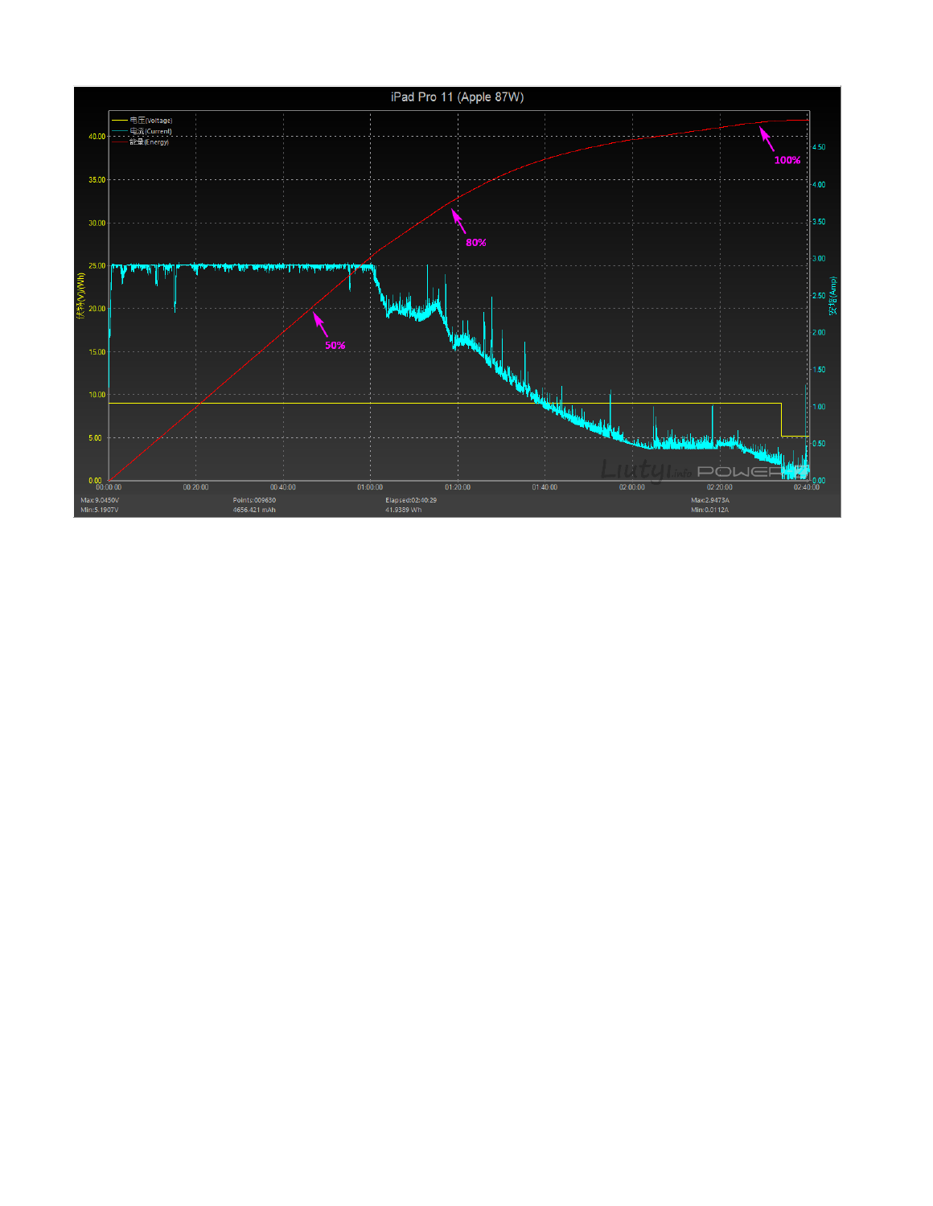iPad Pro 11 (Apple 87W)

电压(Voltage)
电流(Current)
能量(Energy)

伏特(V)/(Wh)

40.00
35.00
30.00
25.00
20.00
15.00
10.00
5.00
0.00

安培(Amp)

4.50
4.00
3.50
3.00
2.50
2.00
1.50
1.00
0.50
0.00

00:00:00
00:20:00
00:40:00
01:00:00
01:20:00
01:40:00
02:00:00
02:20:00
02:40:00

50%
80%
100%

Liutyi.info POWER

Max:9.0450V
Min:5.1907V

Points:009630
4656.421 mAh

Elapsed:02:40:29
41.9389 Wh

Max:2.9473A
Min:0.0112A